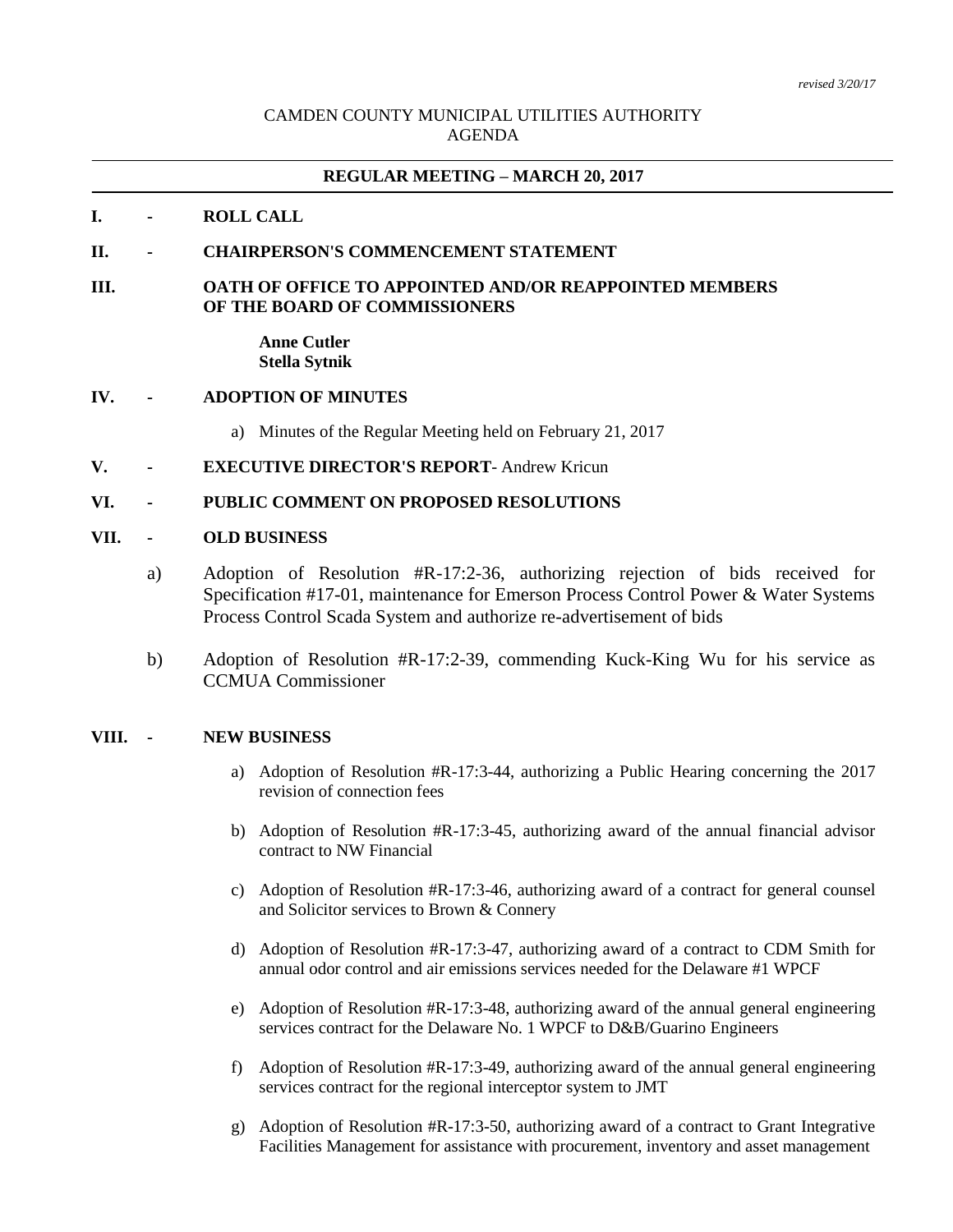*revised 3/20/17*

CAMDEN COUNTY MUNICIPAL UTILITIES AUTHORITY
AGENDA

---

**REGULAR MEETING – MARCH 20, 2017**

---

**I. - ROLL CALL**

**II. - CHAIRPERSON'S COMMENCEMENT STATEMENT**

**III. OATH OF OFFICE TO APPOINTED AND/OR REAPPOINTED MEMBERS OF THE BOARD OF COMMISSIONERS**

**Anne Cutler**
**Stella Sytnik**

**IV. - ADOPTION OF MINUTES**

a) Minutes of the Regular Meeting held on February 21, 2017

**V. - EXECUTIVE DIRECTOR'S REPORT**- Andrew Kricun

**VI. - PUBLIC COMMENT ON PROPOSED RESOLUTIONS**

**VII. - OLD BUSINESS**

a) Adoption of Resolution #R-17:2-36, authorizing rejection of bids received for Specification #17-01, maintenance for Emerson Process Control Power & Water Systems Process Control Scada System and authorize re-advertisement of bids

b) Adoption of Resolution #R-17:2-39, commending Kuck-King Wu for his service as CCMUA Commissioner

**VIII. - NEW BUSINESS**

a) Adoption of Resolution #R-17:3-44, authorizing a Public Hearing concerning the 2017 revision of connection fees

b) Adoption of Resolution #R-17:3-45, authorizing award of the annual financial advisor contract to NW Financial

c) Adoption of Resolution #R-17:3-46, authorizing award of a contract for general counsel and Solicitor services to Brown & Connery

d) Adoption of Resolution #R-17:3-47, authorizing award of a contract to CDM Smith for annual odor control and air emissions services needed for the Delaware #1 WPCF

e) Adoption of Resolution #R-17:3-48, authorizing award of the annual general engineering services contract for the Delaware No. 1 WPCF to D&B/Guarino Engineers

f) Adoption of Resolution #R-17:3-49, authorizing award of the annual general engineering services contract for the regional interceptor system to JMT

g) Adoption of Resolution #R-17:3-50, authorizing award of a contract to Grant Integrative Facilities Management for assistance with procurement, inventory and asset management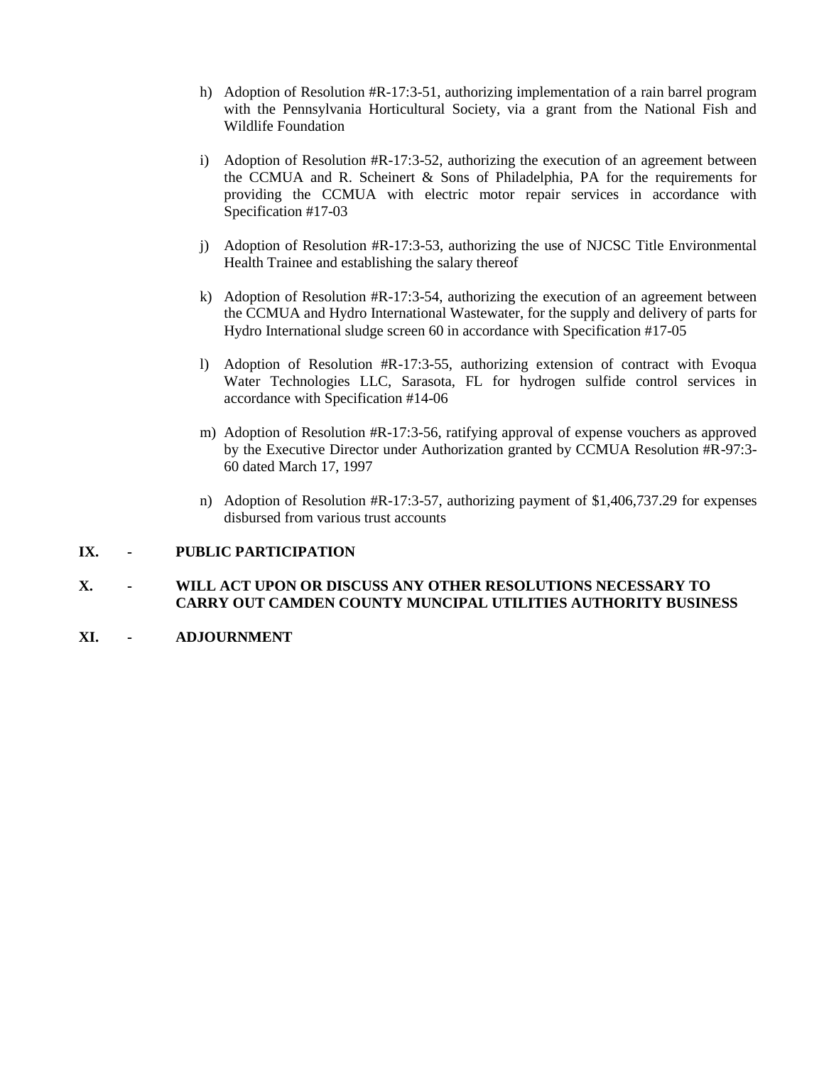h) Adoption of Resolution #R-17:3-51, authorizing implementation of a rain barrel program with the Pennsylvania Horticultural Society, via a grant from the National Fish and Wildlife Foundation

i) Adoption of Resolution #R-17:3-52, authorizing the execution of an agreement between the CCMUA and R. Scheinert & Sons of Philadelphia, PA for the requirements for providing the CCMUA with electric motor repair services in accordance with Specification #17-03

j) Adoption of Resolution #R-17:3-53, authorizing the use of NJCSC Title Environmental Health Trainee and establishing the salary thereof

k) Adoption of Resolution #R-17:3-54, authorizing the execution of an agreement between the CCMUA and Hydro International Wastewater, for the supply and delivery of parts for Hydro International sludge screen 60 in accordance with Specification #17-05

l) Adoption of Resolution #R-17:3-55, authorizing extension of contract with Evoqua Water Technologies LLC, Sarasota, FL for hydrogen sulfide control services in accordance with Specification #14-06

m) Adoption of Resolution #R-17:3-56, ratifying approval of expense vouchers as approved by the Executive Director under Authorization granted by CCMUA Resolution #R-97:3-60 dated March 17, 1997

n) Adoption of Resolution #R-17:3-57, authorizing payment of $1,406,737.29 for expenses disbursed from various trust accounts

**IX. - PUBLIC PARTICIPATION**

**X. - WILL ACT UPON OR DISCUSS ANY OTHER RESOLUTIONS NECESSARY TO CARRY OUT CAMDEN COUNTY MUNCIPAL UTILITIES AUTHORITY BUSINESS**

**XI. - ADJOURNMENT**